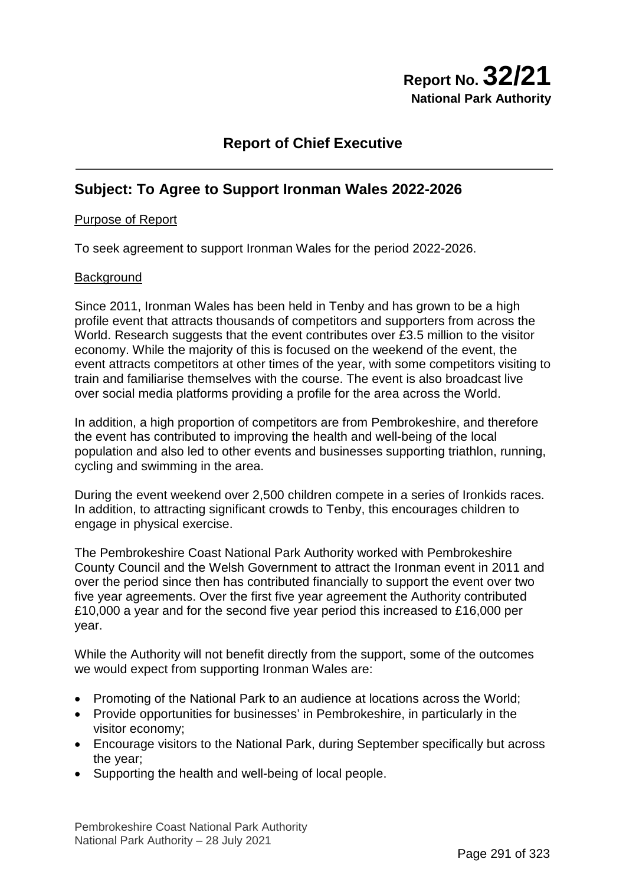**Report No. 32/21**
**National Park Authority**

## Report of Chief Executive

## Subject: To Agree to Support Ironman Wales 2022-2026

Purpose of Report

To seek agreement to support Ironman Wales for the period 2022-2026.

Background

Since 2011, Ironman Wales has been held in Tenby and has grown to be a high profile event that attracts thousands of competitors and supporters from across the World. Research suggests that the event contributes over £3.5 million to the visitor economy. While the majority of this is focused on the weekend of the event, the event attracts competitors at other times of the year, with some competitors visiting to train and familiarise themselves with the course. The event is also broadcast live over social media platforms providing a profile for the area across the World.

In addition, a high proportion of competitors are from Pembrokeshire, and therefore the event has contributed to improving the health and well-being of the local population and also led to other events and businesses supporting triathlon, running, cycling and swimming in the area.

During the event weekend over 2,500 children compete in a series of Ironkids races. In addition, to attracting significant crowds to Tenby, this encourages children to engage in physical exercise.

The Pembrokeshire Coast National Park Authority worked with Pembrokeshire County Council and the Welsh Government to attract the Ironman event in 2011 and over the period since then has contributed financially to support the event over two five year agreements. Over the first five year agreement the Authority contributed £10,000 a year and for the second five year period this increased to £16,000 per year.

While the Authority will not benefit directly from the support, some of the outcomes we would expect from supporting Ironman Wales are:

- Promoting of the National Park to an audience at locations across the World;
- Provide opportunities for businesses' in Pembrokeshire, in particularly in the visitor economy;
- Encourage visitors to the National Park, during September specifically but across the year;
- Supporting the health and well-being of local people.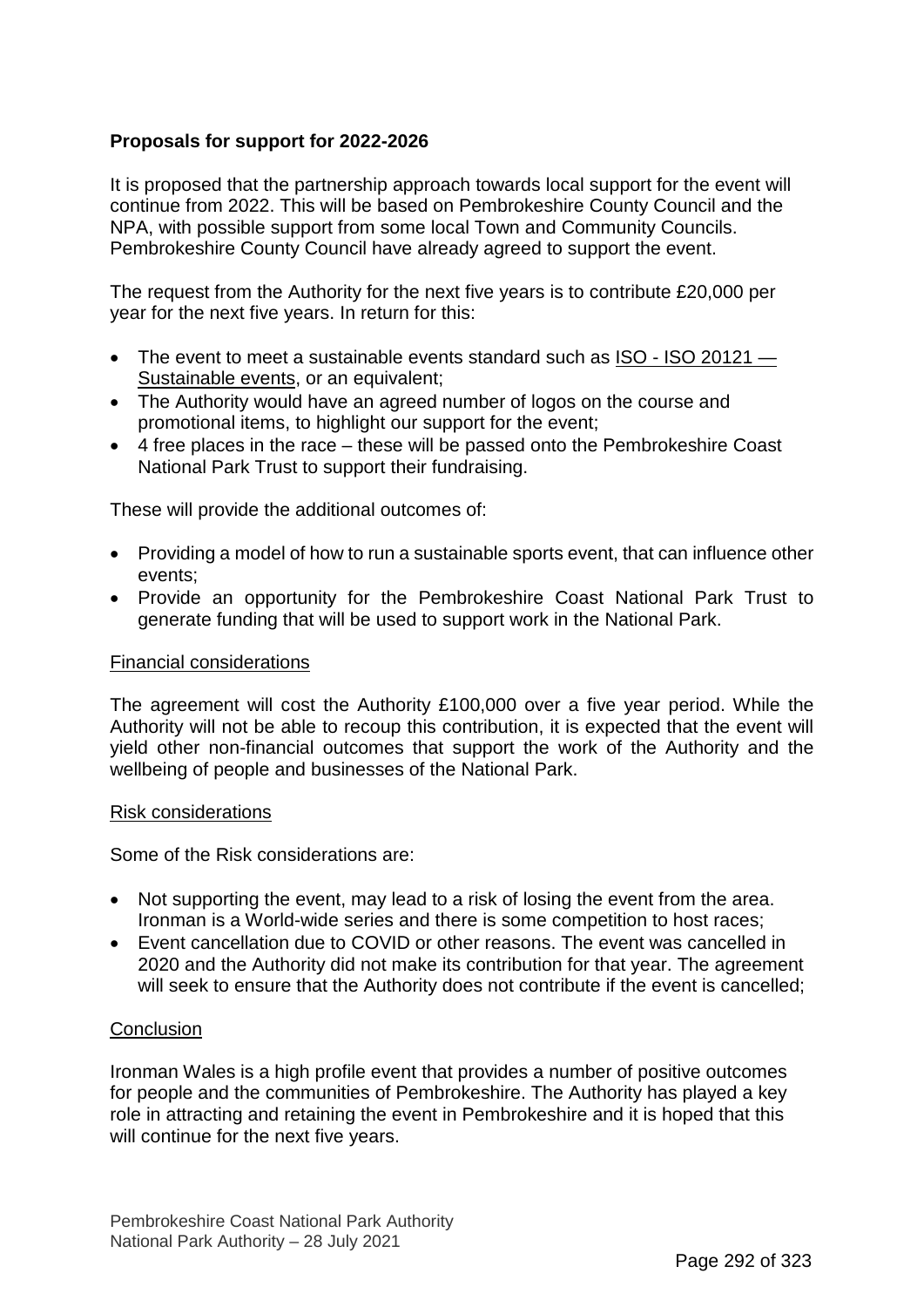**Proposals for support for 2022-2026**

It is proposed that the partnership approach towards local support for the event will continue from 2022. This will be based on Pembrokeshire County Council and the NPA, with possible support from some local Town and Community Councils. Pembrokeshire County Council have already agreed to support the event.

The request from the Authority for the next five years is to contribute £20,000 per year for the next five years. In return for this:

- The event to meet a sustainable events standard such as ISO - ISO 20121 — Sustainable events, or an equivalent;
- The Authority would have an agreed number of logos on the course and promotional items, to highlight our support for the event;
- 4 free places in the race – these will be passed onto the Pembrokeshire Coast National Park Trust to support their fundraising.

These will provide the additional outcomes of:

- Providing a model of how to run a sustainable sports event, that can influence other events;
- Provide an opportunity for the Pembrokeshire Coast National Park Trust to generate funding that will be used to support work in the National Park.

Financial considerations

The agreement will cost the Authority £100,000 over a five year period. While the Authority will not be able to recoup this contribution, it is expected that the event will yield other non-financial outcomes that support the work of the Authority and the wellbeing of people and businesses of the National Park.

Risk considerations

Some of the Risk considerations are:

- Not supporting the event, may lead to a risk of losing the event from the area. Ironman is a World-wide series and there is some competition to host races;
- Event cancellation due to COVID or other reasons. The event was cancelled in 2020 and the Authority did not make its contribution for that year. The agreement will seek to ensure that the Authority does not contribute if the event is cancelled;

Conclusion

Ironman Wales is a high profile event that provides a number of positive outcomes for people and the communities of Pembrokeshire. The Authority has played a key role in attracting and retaining the event in Pembrokeshire and it is hoped that this will continue for the next five years.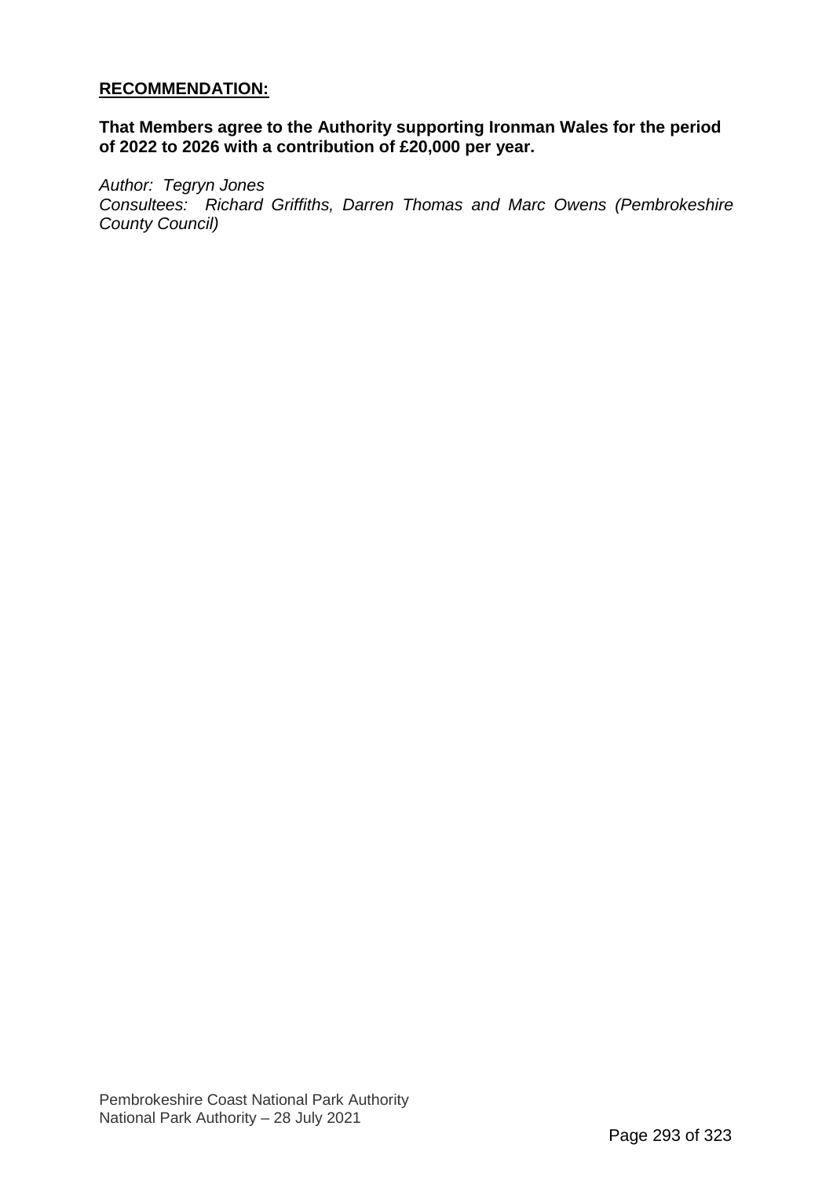**<u>RECOMMENDATION:</u>**

**That Members agree to the Authority supporting Ironman Wales for the period of 2022 to 2026 with a contribution of £20,000 per year.**

*Author: Tegryn Jones*
*Consultees: Richard Griffiths, Darren Thomas and Marc Owens (Pembrokeshire County Council)*